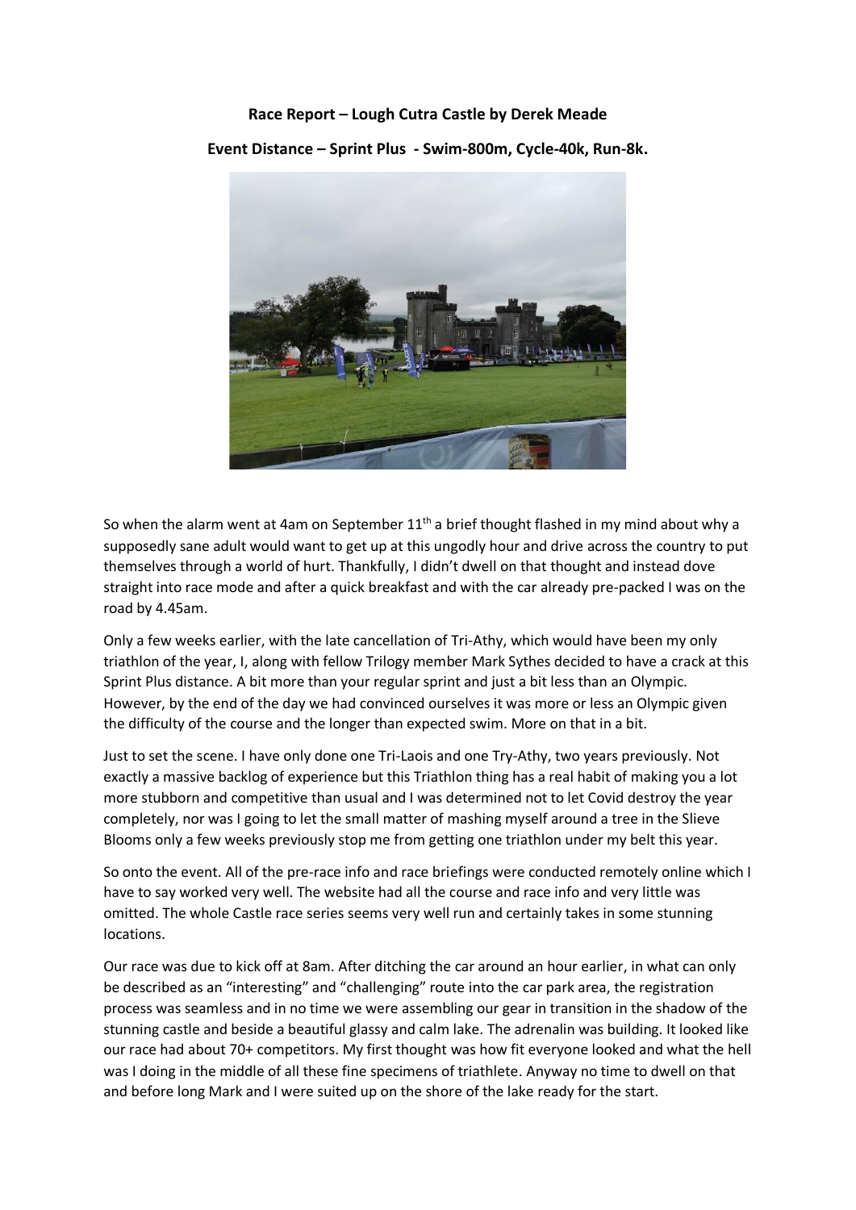**Race Report – Lough Cutra Castle by Derek Meade**

**Event Distance – Sprint Plus - Swim-800m, Cycle-40k, Run-8k.**

So when the alarm went at 4am on September 11th a brief thought flashed in my mind about why a supposedly sane adult would want to get up at this ungodly hour and drive across the country to put themselves through a world of hurt. Thankfully, I didn't dwell on that thought and instead dove straight into race mode and after a quick breakfast and with the car already pre-packed I was on the road by 4.45am.

Only a few weeks earlier, with the late cancellation of Tri-Athy, which would have been my only triathlon of the year, I, along with fellow Trilogy member Mark Sythes decided to have a crack at this Sprint Plus distance. A bit more than your regular sprint and just a bit less than an Olympic. However, by the end of the day we had convinced ourselves it was more or less an Olympic given the difficulty of the course and the longer than expected swim. More on that in a bit.

Just to set the scene. I have only done one Tri-Laois and one Try-Athy, two years previously. Not exactly a massive backlog of experience but this Triathlon thing has a real habit of making you a lot more stubborn and competitive than usual and I was determined not to let Covid destroy the year completely, nor was I going to let the small matter of mashing myself around a tree in the Slieve Blooms only a few weeks previously stop me from getting one triathlon under my belt this year.

So onto the event. All of the pre-race info and race briefings were conducted remotely online which I have to say worked very well. The website had all the course and race info and very little was omitted. The whole Castle race series seems very well run and certainly takes in some stunning locations.

Our race was due to kick off at 8am. After ditching the car around an hour earlier, in what can only be described as an "interesting" and "challenging" route into the car park area, the registration process was seamless and in no time we were assembling our gear in transition in the shadow of the stunning castle and beside a beautiful glassy and calm lake. The adrenalin was building. It looked like our race had about 70+ competitors. My first thought was how fit everyone looked and what the hell was I doing in the middle of all these fine specimens of triathlete. Anyway no time to dwell on that and before long Mark and I were suited up on the shore of the lake ready for the start.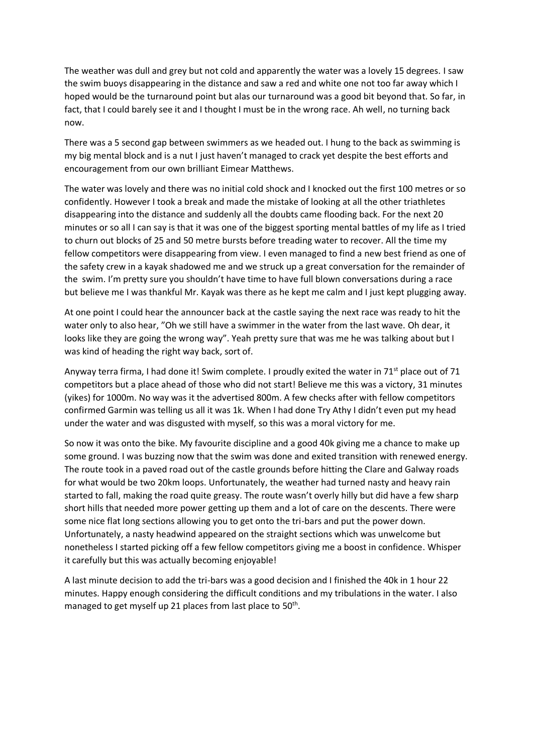The weather was dull and grey but not cold and apparently the water was a lovely 15 degrees. I saw the swim buoys disappearing in the distance and saw a red and white one not too far away which I hoped would be the turnaround point but alas our turnaround was a good bit beyond that. So far, in fact, that I could barely see it and I thought I must be in the wrong race. Ah well, no turning back now.

There was a 5 second gap between swimmers as we headed out. I hung to the back as swimming is my big mental block and is a nut I just haven't managed to crack yet despite the best efforts and encouragement from our own brilliant Eimear Matthews.

The water was lovely and there was no initial cold shock and I knocked out the first 100 metres or so confidently. However I took a break and made the mistake of looking at all the other triathletes disappearing into the distance and suddenly all the doubts came flooding back. For the next 20 minutes or so all I can say is that it was one of the biggest sporting mental battles of my life as I tried to churn out blocks of 25 and 50 metre bursts before treading water to recover. All the time my fellow competitors were disappearing from view. I even managed to find a new best friend as one of the safety crew in a kayak shadowed me and we struck up a great conversation for the remainder of the swim. I'm pretty sure you shouldn't have time to have full blown conversations during a race but believe me I was thankful Mr. Kayak was there as he kept me calm and I just kept plugging away.

At one point I could hear the announcer back at the castle saying the next race was ready to hit the water only to also hear, "Oh we still have a swimmer in the water from the last wave. Oh dear, it looks like they are going the wrong way". Yeah pretty sure that was me he was talking about but I was kind of heading the right way back, sort of.

Anyway terra firma, I had done it! Swim complete. I proudly exited the water in 71st place out of 71 competitors but a place ahead of those who did not start! Believe me this was a victory, 31 minutes (yikes) for 1000m. No way was it the advertised 800m. A few checks after with fellow competitors confirmed Garmin was telling us all it was 1k. When I had done Try Athy I didn't even put my head under the water and was disgusted with myself, so this was a moral victory for me.

So now it was onto the bike. My favourite discipline and a good 40k giving me a chance to make up some ground. I was buzzing now that the swim was done and exited transition with renewed energy. The route took in a paved road out of the castle grounds before hitting the Clare and Galway roads for what would be two 20km loops. Unfortunately, the weather had turned nasty and heavy rain started to fall, making the road quite greasy. The route wasn't overly hilly but did have a few sharp short hills that needed more power getting up them and a lot of care on the descents. There were some nice flat long sections allowing you to get onto the tri-bars and put the power down. Unfortunately, a nasty headwind appeared on the straight sections which was unwelcome but nonetheless I started picking off a few fellow competitors giving me a boost in confidence. Whisper it carefully but this was actually becoming enjoyable!

A last minute decision to add the tri-bars was a good decision and I finished the 40k in 1 hour 22 minutes. Happy enough considering the difficult conditions and my tribulations in the water. I also managed to get myself up 21 places from last place to 50th.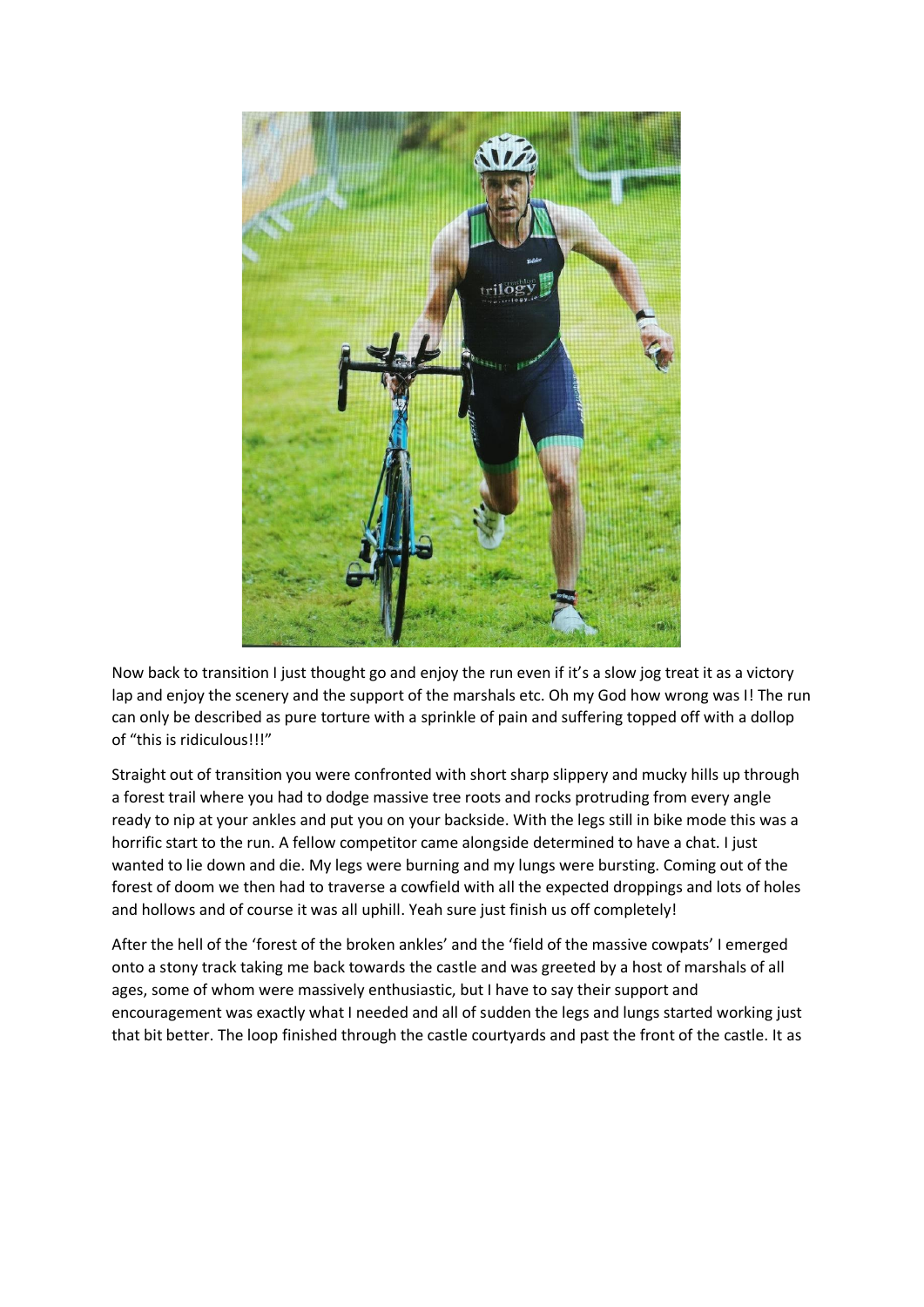Now back to transition I just thought go and enjoy the run even if it's a slow jog treat it as a victory lap and enjoy the scenery and the support of the marshals etc. Oh my God how wrong was I! The run can only be described as pure torture with a sprinkle of pain and suffering topped off with a dollop of "this is ridiculous!!!"

Straight out of transition you were confronted with short sharp slippery and mucky hills up through a forest trail where you had to dodge massive tree roots and rocks protruding from every angle ready to nip at your ankles and put you on your backside. With the legs still in bike mode this was a horrific start to the run. A fellow competitor came alongside determined to have a chat. I just wanted to lie down and die. My legs were burning and my lungs were bursting. Coming out of the forest of doom we then had to traverse a cowfield with all the expected droppings and lots of holes and hollows and of course it was all uphill. Yeah sure just finish us off completely!

After the hell of the 'forest of the broken ankles' and the 'field of the massive cowpats' I emerged onto a stony track taking me back towards the castle and was greeted by a host of marshals of all ages, some of whom were massively enthusiastic, but I have to say their support and encouragement was exactly what I needed and all of sudden the legs and lungs started working just that bit better. The loop finished through the castle courtyards and past the front of the castle. It as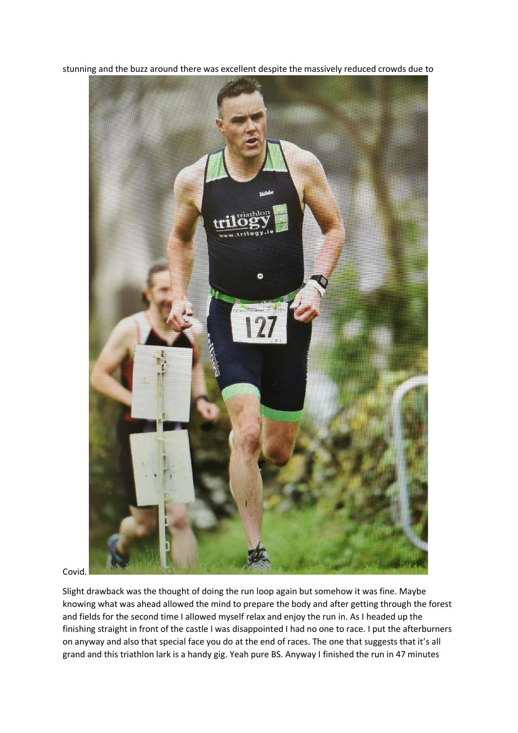stunning and the buzz around there was excellent despite the massively reduced crowds due to Covid.

Slight drawback was the thought of doing the run loop again but somehow it was fine. Maybe knowing what was ahead allowed the mind to prepare the body and after getting through the forest and fields for the second time I allowed myself relax and enjoy the run in. As I headed up the finishing straight in front of the castle I was disappointed I had no one to race. I put the afterburners on anyway and also that special face you do at the end of races. The one that suggests that it's all grand and this triathlon lark is a handy gig. Yeah pure BS. Anyway I finished the run in 47 minutes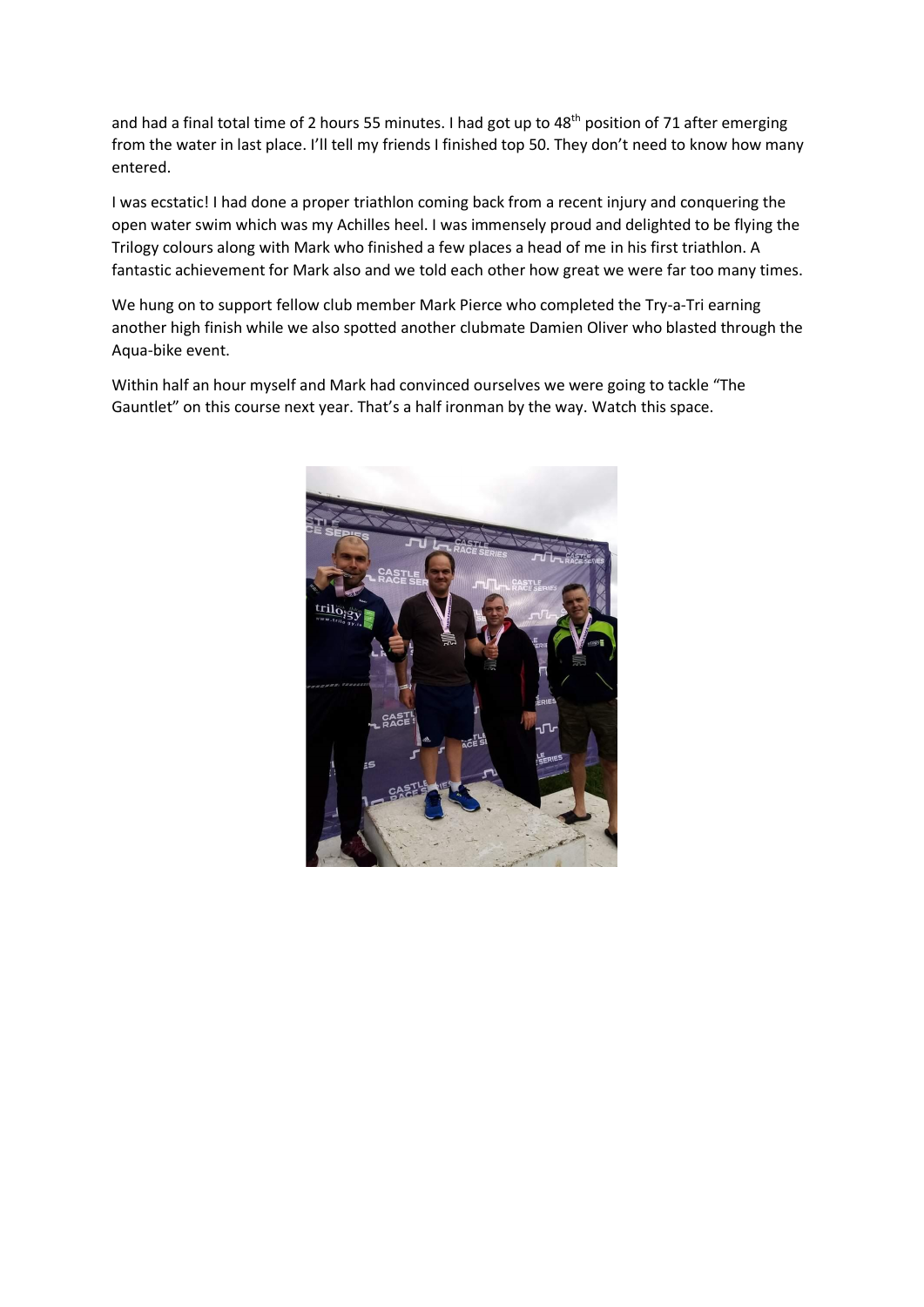and had a final total time of 2 hours 55 minutes. I had got up to 48th position of 71 after emerging from the water in last place. I'll tell my friends I finished top 50. They don't need to know how many entered.

I was ecstatic! I had done a proper triathlon coming back from a recent injury and conquering the open water swim which was my Achilles heel. I was immensely proud and delighted to be flying the Trilogy colours along with Mark who finished a few places a head of me in his first triathlon. A fantastic achievement for Mark also and we told each other how great we were far too many times.

We hung on to support fellow club member Mark Pierce who completed the Try-a-Tri earning another high finish while we also spotted another clubmate Damien Oliver who blasted through the Aqua-bike event.

Within half an hour myself and Mark had convinced ourselves we were going to tackle "The Gauntlet" on this course next year. That's a half ironman by the way. Watch this space.